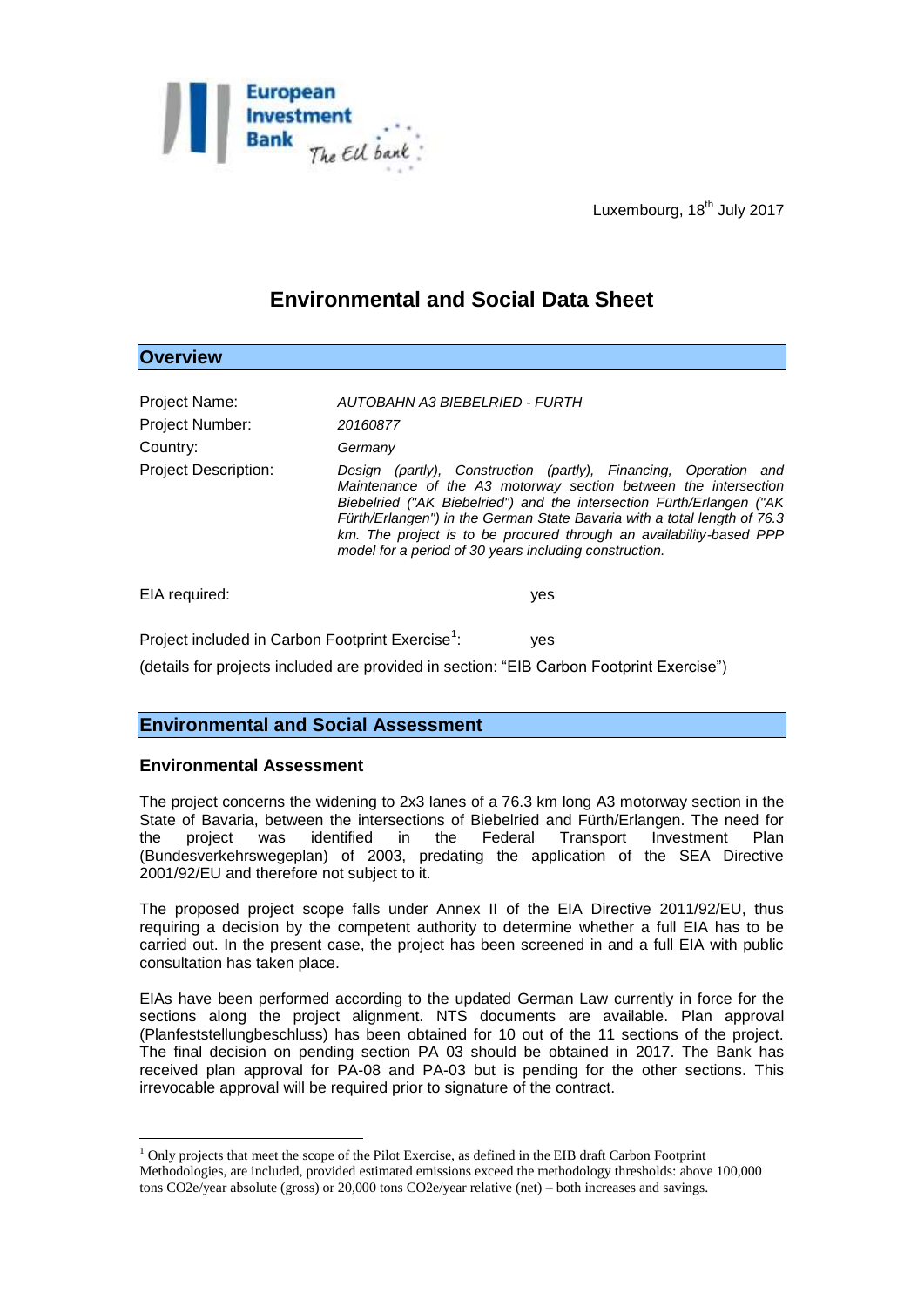Luxembourg, 18th July 2017

# Environmental and Social Data Sheet

## Overview

| | |
|---|---|
| Project Name: | *AUTOBAHN A3 BIEBELRIED - FURTH* |
| Project Number: | *20160877* |
| Country: | *Germany* |
| Project Description: | *Design (partly), Construction (partly), Financing, Operation and Maintenance of the A3 motorway section between the intersection Biebelried ("AK Biebelried") and the intersection Fürth/Erlangen ("AK Fürth/Erlangen") in the German State Bavaria with a total length of 76.3 km. The project is to be procured through an availability-based PPP model for a period of 30 years including construction.* |

EIA required: yes

Project included in Carbon Footprint Exercise[1]: yes

(details for projects included are provided in section: "EIB Carbon Footprint Exercise")

## Environmental and Social Assessment

### Environmental Assessment

The project concerns the widening to 2x3 lanes of a 76.3 km long A3 motorway section in the State of Bavaria, between the intersections of Biebelried and Fürth/Erlangen. The need for the project was identified in the Federal Transport Investment Plan (Bundesverkehrswegeplan) of 2003, predating the application of the SEA Directive 2001/92/EU and therefore not subject to it.

The proposed project scope falls under Annex II of the EIA Directive 2011/92/EU, thus requiring a decision by the competent authority to determine whether a full EIA has to be carried out. In the present case, the project has been screened in and a full EIA with public consultation has taken place.

EIAs have been performed according to the updated German Law currently in force for the sections along the project alignment. NTS documents are available. Plan approval (Planfeststellungbeschluss) has been obtained for 10 out of the 11 sections of the project. The final decision on pending section PA 03 should be obtained in 2017. The Bank has received plan approval for PA-08 and PA-03 but is pending for the other sections. This irrevocable approval will be required prior to signature of the contract.

[1] Only projects that meet the scope of the Pilot Exercise, as defined in the EIB draft Carbon Footprint Methodologies, are included, provided estimated emissions exceed the methodology thresholds: above 100,000 tons CO2e/year absolute (gross) or 20,000 tons CO2e/year relative (net) – both increases and savings.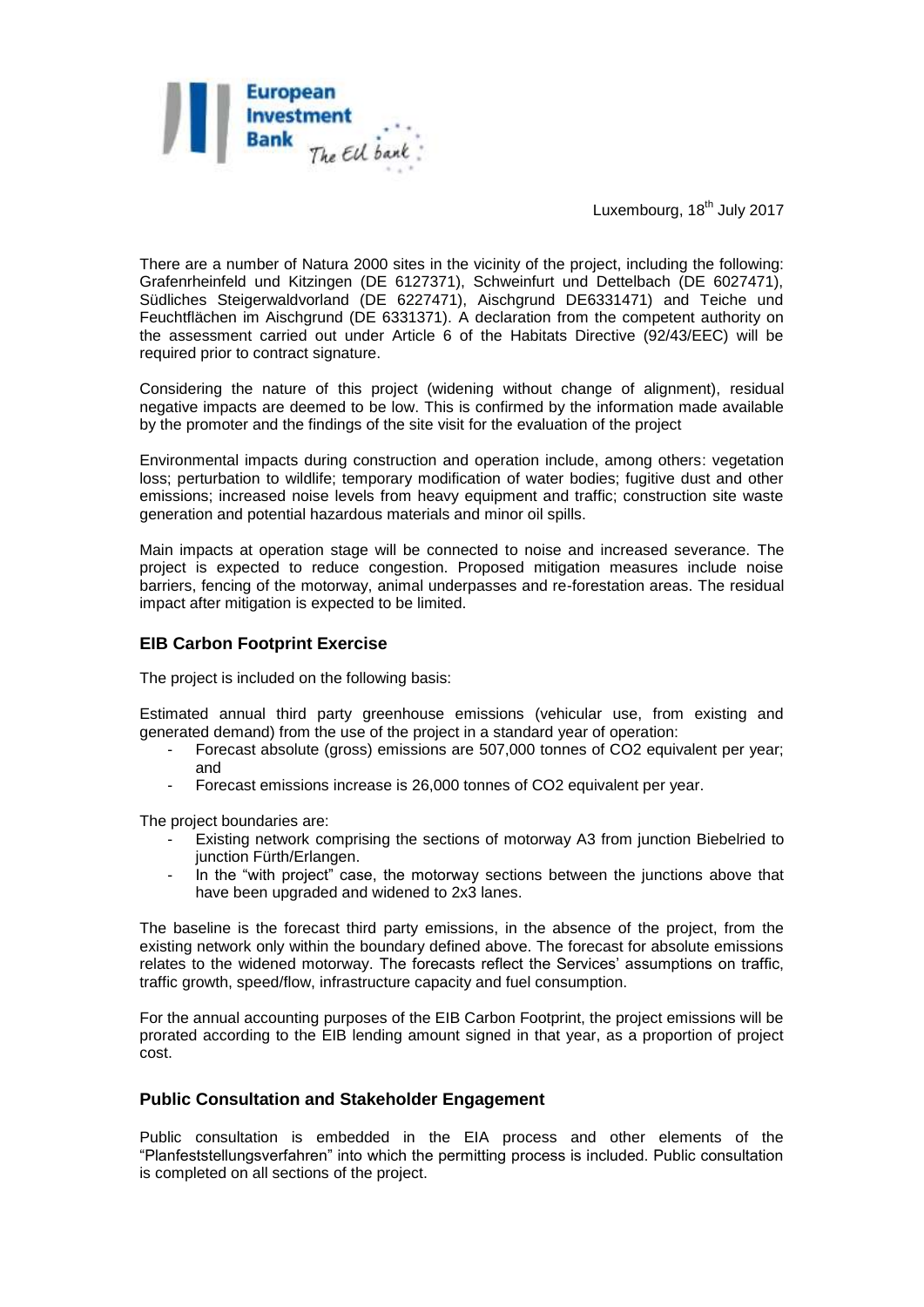Luxembourg, 18th July 2017

There are a number of Natura 2000 sites in the vicinity of the project, including the following: Grafenrheinfeld und Kitzingen (DE 6127371), Schweinfurt und Dettelbach (DE 6027471), Südliches Steigerwaldvorland (DE 6227471), Aischgrund DE6331471) and Teiche und Feuchtflächen im Aischgrund (DE 6331371). A declaration from the competent authority on the assessment carried out under Article 6 of the Habitats Directive (92/43/EEC) will be required prior to contract signature.

Considering the nature of this project (widening without change of alignment), residual negative impacts are deemed to be low. This is confirmed by the information made available by the promoter and the findings of the site visit for the evaluation of the project

Environmental impacts during construction and operation include, among others: vegetation loss; perturbation to wildlife; temporary modification of water bodies; fugitive dust and other emissions; increased noise levels from heavy equipment and traffic; construction site waste generation and potential hazardous materials and minor oil spills.

Main impacts at operation stage will be connected to noise and increased severance. The project is expected to reduce congestion. Proposed mitigation measures include noise barriers, fencing of the motorway, animal underpasses and re-forestation areas. The residual impact after mitigation is expected to be limited.

## EIB Carbon Footprint Exercise

The project is included on the following basis:

Estimated annual third party greenhouse emissions (vehicular use, from existing and generated demand) from the use of the project in a standard year of operation:

- Forecast absolute (gross) emissions are 507,000 tonnes of $CO_2$ equivalent per year; and
- Forecast emissions increase is 26,000 tonnes of $CO_2$ equivalent per year.

The project boundaries are:

- Existing network comprising the sections of motorway A3 from junction Biebelried to junction Fürth/Erlangen.
- In the "with project" case, the motorway sections between the junctions above that have been upgraded and widened to 2x3 lanes.

The baseline is the forecast third party emissions, in the absence of the project, from the existing network only within the boundary defined above. The forecast for absolute emissions relates to the widened motorway. The forecasts reflect the Services' assumptions on traffic, traffic growth, speed/flow, infrastructure capacity and fuel consumption.

For the annual accounting purposes of the EIB Carbon Footprint, the project emissions will be prorated according to the EIB lending amount signed in that year, as a proportion of project cost.

## Public Consultation and Stakeholder Engagement

Public consultation is embedded in the EIA process and other elements of the "Planfeststellungsverfahren" into which the permitting process is included. Public consultation is completed on all sections of the project.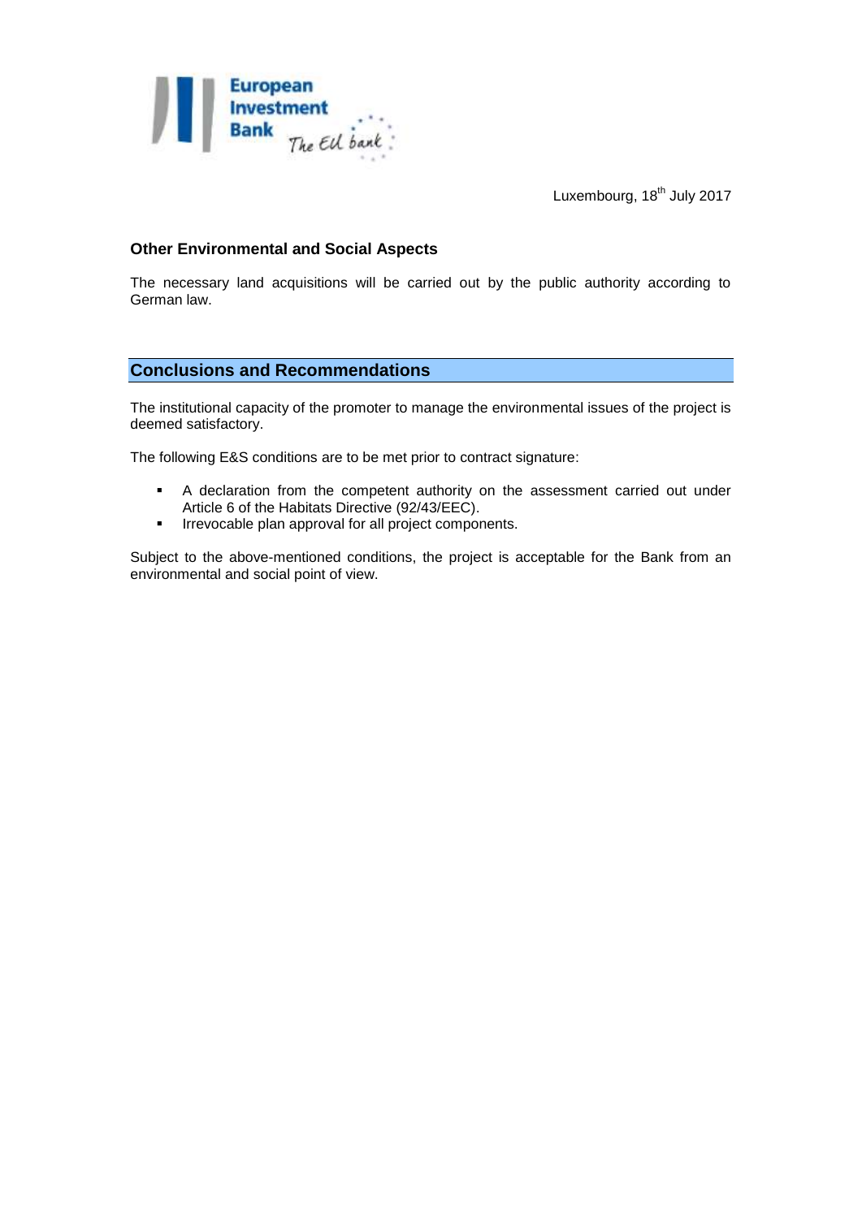Luxembourg, 18th July 2017

### Other Environmental and Social Aspects

The necessary land acquisitions will be carried out by the public authority according to German law.

## Conclusions and Recommendations

The institutional capacity of the promoter to manage the environmental issues of the project is deemed satisfactory.

The following E&S conditions are to be met prior to contract signature:

- A declaration from the competent authority on the assessment carried out under Article 6 of the Habitats Directive (92/43/EEC).
- Irrevocable plan approval for all project components.

Subject to the above-mentioned conditions, the project is acceptable for the Bank from an environmental and social point of view.